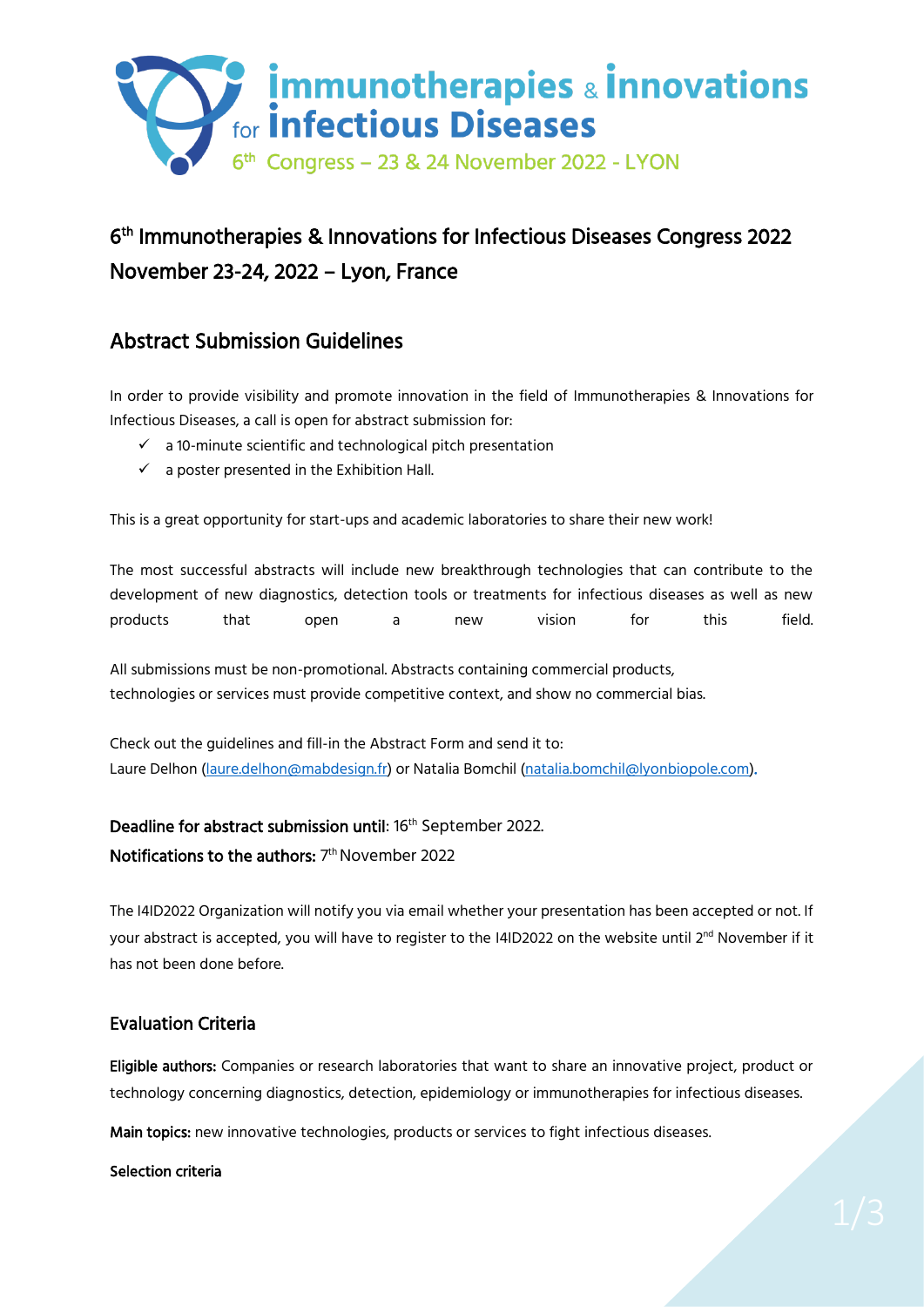6th Immunotherapies & Innovations for Infectious Diseases Congress 2022
November 23-24, 2022 – Lyon, France

## Abstract Submission Guidelines

In order to provide visibility and promote innovation in the field of Immunotherapies & Innovations for Infectious Diseases, a call is open for abstract submission for:

- ✓ a 10-minute scientific and technological pitch presentation
- ✓ a poster presented in the Exhibition Hall.

This is a great opportunity for start-ups and academic laboratories to share their new work!

The most successful abstracts will include new breakthrough technologies that can contribute to the development of new diagnostics, detection tools or treatments for infectious diseases as well as new products that open a new vision for this field.

All submissions must be non-promotional. Abstracts containing commercial products, technologies or services must provide competitive context, and show no commercial bias.

Check out the guidelines and fill-in the Abstract Form and send it to:
Laure Delhon (laure.delhon@mabdesign.fr) or Natalia Bomchil (natalia.bomchil@lyonbiopole.com).

**Deadline for abstract submission until**: 16th September 2022.
**Notifications to the authors:** 7th November 2022

The I4ID2022 Organization will notify you via email whether your presentation has been accepted or not. If your abstract is accepted, you will have to register to the I4ID2022 on the website until 2nd November if it has not been done before.

### Evaluation Criteria

**Eligible authors:** Companies or research laboratories that want to share an innovative project, product or technology concerning diagnostics, detection, epidemiology or immunotherapies for infectious diseases.

**Main topics:** new innovative technologies, products or services to fight infectious diseases.

**Selection criteria**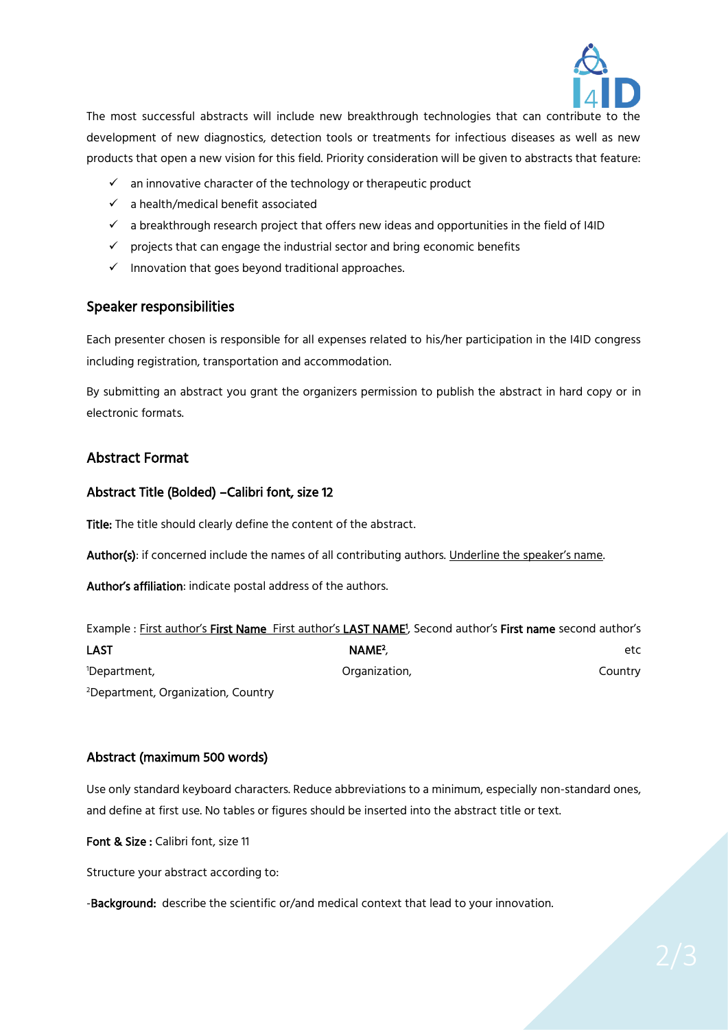The most successful abstracts will include new breakthrough technologies that can contribute to the development of new diagnostics, detection tools or treatments for infectious diseases as well as new products that open a new vision for this field. Priority consideration will be given to abstracts that feature:

- ✓ an innovative character of the technology or therapeutic product
- ✓ a health/medical benefit associated
- ✓ a breakthrough research project that offers new ideas and opportunities in the field of I4ID
- ✓ projects that can engage the industrial sector and bring economic benefits
- ✓ Innovation that goes beyond traditional approaches.

## Speaker responsibilities

Each presenter chosen is responsible for all expenses related to his/her participation in the I4ID congress including registration, transportation and accommodation.

By submitting an abstract you grant the organizers permission to publish the abstract in hard copy or in electronic formats.

## Abstract Format

### Abstract Title (Bolded) –Calibri font, size 12

**Title:** The title should clearly define the content of the abstract.

**Author(s)**: if concerned include the names of all contributing authors. <u>Underline the speaker's name</u>.

**Author's affiliation**: indicate postal address of the authors.

Example : <u>First author's **First Name** First author's **LAST NAME**[1]</u>, Second author's **First name** second author's **LAST NAME**[2], etc
[1]Department, Organization, Country
[2]Department, Organization, Country

### Abstract (maximum 500 words)

Use only standard keyboard characters. Reduce abbreviations to a minimum, especially non-standard ones, and define at first use. No tables or figures should be inserted into the abstract title or text.

**Font & Size :** Calibri font, size 11

Structure your abstract according to:

-**Background:** describe the scientific or/and medical context that lead to your innovation.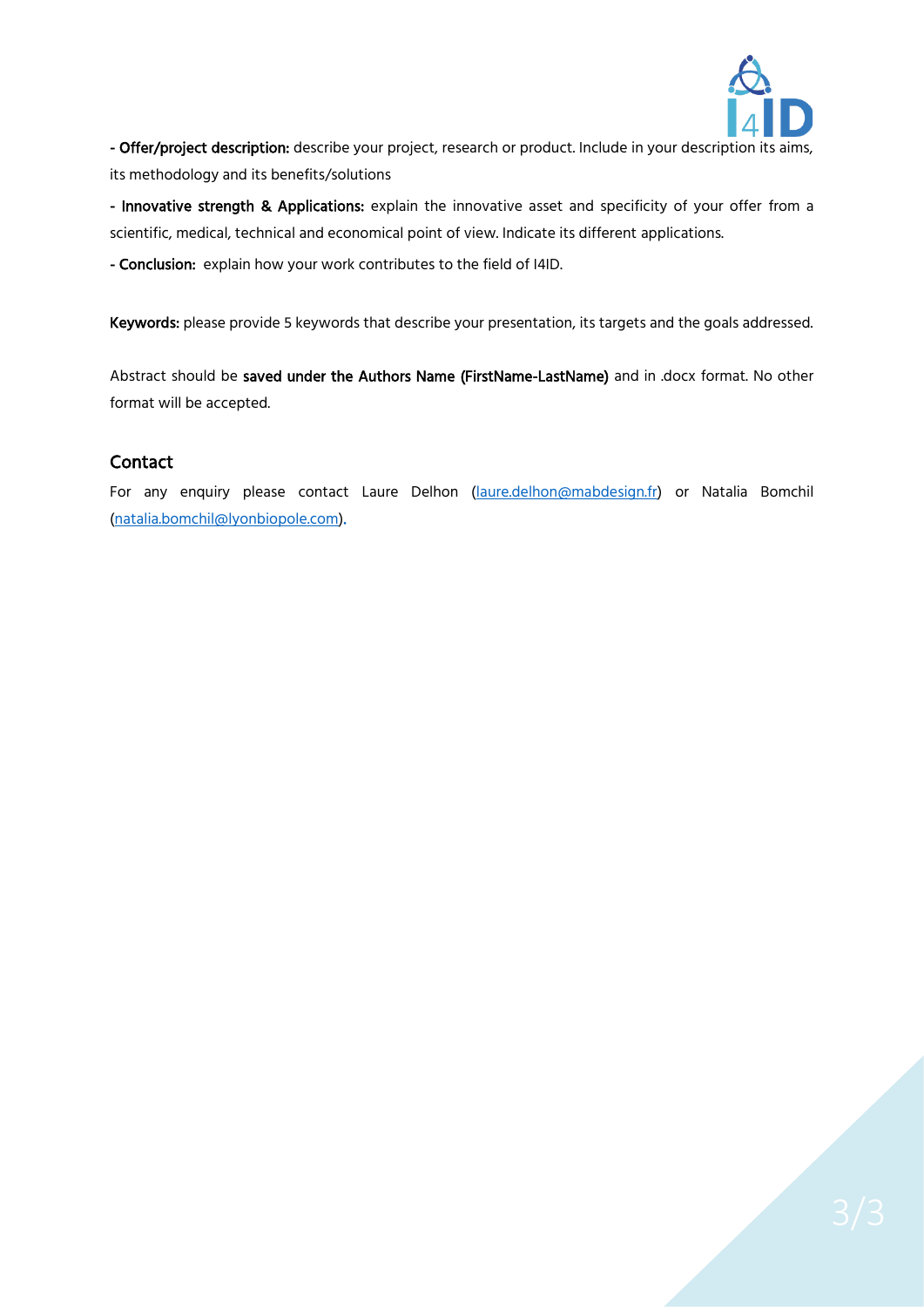**- Offer/project description:** describe your project, research or product. Include in your description its aims, its methodology and its benefits/solutions

**- Innovative strength & Applications:** explain the innovative asset and specificity of your offer from a scientific, medical, technical and economical point of view. Indicate its different applications.

**- Conclusion:** explain how your work contributes to the field of I4ID.

**Keywords:** please provide 5 keywords that describe your presentation, its targets and the goals addressed.

Abstract should be **saved under the Authors Name (FirstName-LastName)** and in .docx format. No other format will be accepted.

## Contact

For any enquiry please contact Laure Delhon (laure.delhon@mabdesign.fr) or Natalia Bomchil (natalia.bomchil@lyonbiopole.com).